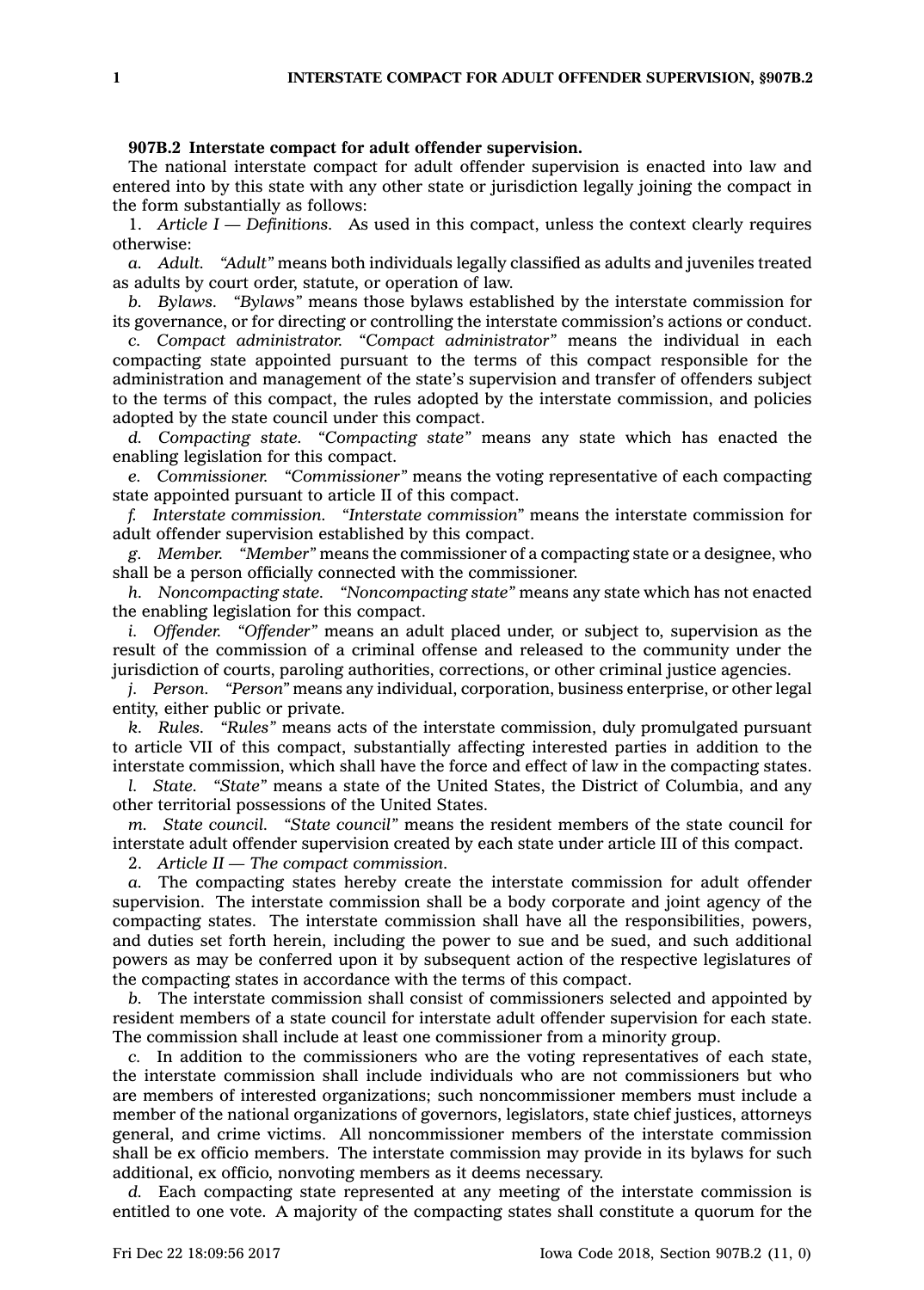**907B.2 Interstate compact for adult offender supervision.**

The national interstate compact for adult offender supervision is enacted into law and entered into by this state with any other state or jurisdiction legally joining the compact in the form substantially as follows:

1. *Article I — Definitions.* As used in this compact, unless the context clearly requires otherwise:

*a. Adult.* *"Adult"* means both individuals legally classified as adults and juveniles treated as adults by court order, statute, or operation of law.

*b. Bylaws.* *"Bylaws"* means those bylaws established by the interstate commission for its governance, or for directing or controlling the interstate commission's actions or conduct.

*c. Compact administrator.* *"Compact administrator"* means the individual in each compacting state appointed pursuant to the terms of this compact responsible for the administration and management of the state's supervision and transfer of offenders subject to the terms of this compact, the rules adopted by the interstate commission, and policies adopted by the state council under this compact.

*d. Compacting state.* *"Compacting state"* means any state which has enacted the enabling legislation for this compact.

*e. Commissioner.* *"Commissioner"* means the voting representative of each compacting state appointed pursuant to article II of this compact.

*f. Interstate commission.* *"Interstate commission"* means the interstate commission for adult offender supervision established by this compact.

*g. Member.* *"Member"* means the commissioner of a compacting state or a designee, who shall be a person officially connected with the commissioner.

*h. Noncompacting state.* *"Noncompacting state"* means any state which has not enacted the enabling legislation for this compact.

*i. Offender.* *"Offender"* means an adult placed under, or subject to, supervision as the result of the commission of a criminal offense and released to the community under the jurisdiction of courts, paroling authorities, corrections, or other criminal justice agencies.

*j. Person.* *"Person"* means any individual, corporation, business enterprise, or other legal entity, either public or private.

*k. Rules.* *"Rules"* means acts of the interstate commission, duly promulgated pursuant to article VII of this compact, substantially affecting interested parties in addition to the interstate commission, which shall have the force and effect of law in the compacting states.

*l. State.* *"State"* means a state of the United States, the District of Columbia, and any other territorial possessions of the United States.

*m. State council.* *"State council"* means the resident members of the state council for interstate adult offender supervision created by each state under article III of this compact.

2. *Article II — The compact commission.*

*a.* The compacting states hereby create the interstate commission for adult offender supervision. The interstate commission shall be a body corporate and joint agency of the compacting states. The interstate commission shall have all the responsibilities, powers, and duties set forth herein, including the power to sue and be sued, and such additional powers as may be conferred upon it by subsequent action of the respective legislatures of the compacting states in accordance with the terms of this compact.

*b.* The interstate commission shall consist of commissioners selected and appointed by resident members of a state council for interstate adult offender supervision for each state. The commission shall include at least one commissioner from a minority group.

*c.* In addition to the commissioners who are the voting representatives of each state, the interstate commission shall include individuals who are not commissioners but who are members of interested organizations; such noncommissioner members must include a member of the national organizations of governors, legislators, state chief justices, attorneys general, and crime victims. All noncommissioner members of the interstate commission shall be ex officio members. The interstate commission may provide in its bylaws for such additional, ex officio, nonvoting members as it deems necessary.

*d.* Each compacting state represented at any meeting of the interstate commission is entitled to one vote. A majority of the compacting states shall constitute a quorum for the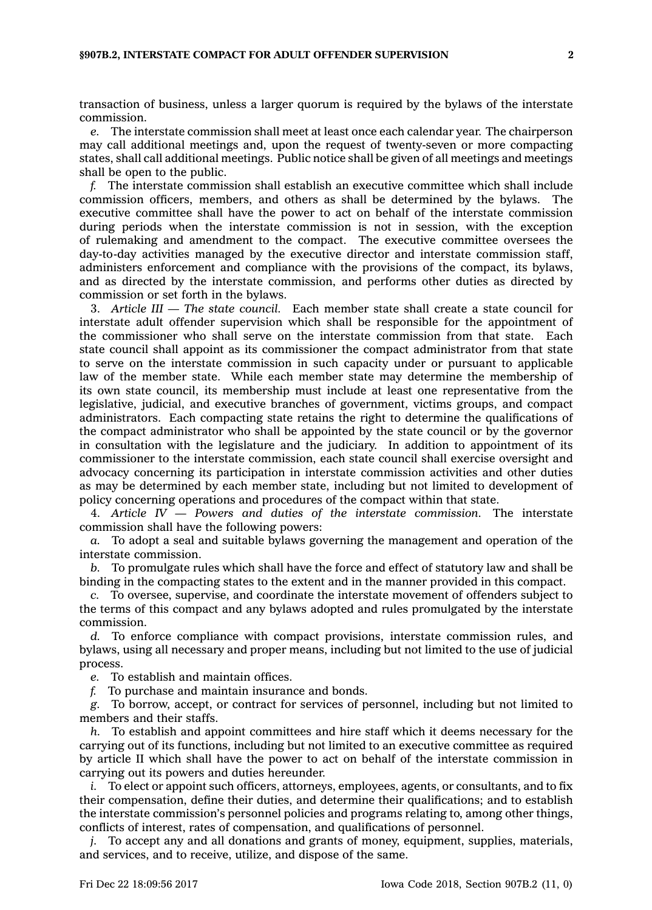transaction of business, unless a larger quorum is required by the bylaws of the interstate commission.

*e.* The interstate commission shall meet at least once each calendar year. The chairperson may call additional meetings and, upon the request of twenty-seven or more compacting states, shall call additional meetings. Public notice shall be given of all meetings and meetings shall be open to the public.

*f.* The interstate commission shall establish an executive committee which shall include commission officers, members, and others as shall be determined by the bylaws. The executive committee shall have the power to act on behalf of the interstate commission during periods when the interstate commission is not in session, with the exception of rulemaking and amendment to the compact. The executive committee oversees the day-to-day activities managed by the executive director and interstate commission staff, administers enforcement and compliance with the provisions of the compact, its bylaws, and as directed by the interstate commission, and performs other duties as directed by commission or set forth in the bylaws.

3. *Article III — The state council.* Each member state shall create a state council for interstate adult offender supervision which shall be responsible for the appointment of the commissioner who shall serve on the interstate commission from that state. Each state council shall appoint as its commissioner the compact administrator from that state to serve on the interstate commission in such capacity under or pursuant to applicable law of the member state. While each member state may determine the membership of its own state council, its membership must include at least one representative from the legislative, judicial, and executive branches of government, victims groups, and compact administrators. Each compacting state retains the right to determine the qualifications of the compact administrator who shall be appointed by the state council or by the governor in consultation with the legislature and the judiciary. In addition to appointment of its commissioner to the interstate commission, each state council shall exercise oversight and advocacy concerning its participation in interstate commission activities and other duties as may be determined by each member state, including but not limited to development of policy concerning operations and procedures of the compact within that state.

4. *Article IV — Powers and duties of the interstate commission.* The interstate commission shall have the following powers:

*a.* To adopt a seal and suitable bylaws governing the management and operation of the interstate commission.

*b.* To promulgate rules which shall have the force and effect of statutory law and shall be binding in the compacting states to the extent and in the manner provided in this compact.

*c.* To oversee, supervise, and coordinate the interstate movement of offenders subject to the terms of this compact and any bylaws adopted and rules promulgated by the interstate commission.

*d.* To enforce compliance with compact provisions, interstate commission rules, and bylaws, using all necessary and proper means, including but not limited to the use of judicial process.

*e.* To establish and maintain offices.

*f.* To purchase and maintain insurance and bonds.

*g.* To borrow, accept, or contract for services of personnel, including but not limited to members and their staffs.

*h.* To establish and appoint committees and hire staff which it deems necessary for the carrying out of its functions, including but not limited to an executive committee as required by article II which shall have the power to act on behalf of the interstate commission in carrying out its powers and duties hereunder.

*i.* To elect or appoint such officers, attorneys, employees, agents, or consultants, and to fix their compensation, define their duties, and determine their qualifications; and to establish the interstate commission's personnel policies and programs relating to, among other things, conflicts of interest, rates of compensation, and qualifications of personnel.

*j.* To accept any and all donations and grants of money, equipment, supplies, materials, and services, and to receive, utilize, and dispose of the same.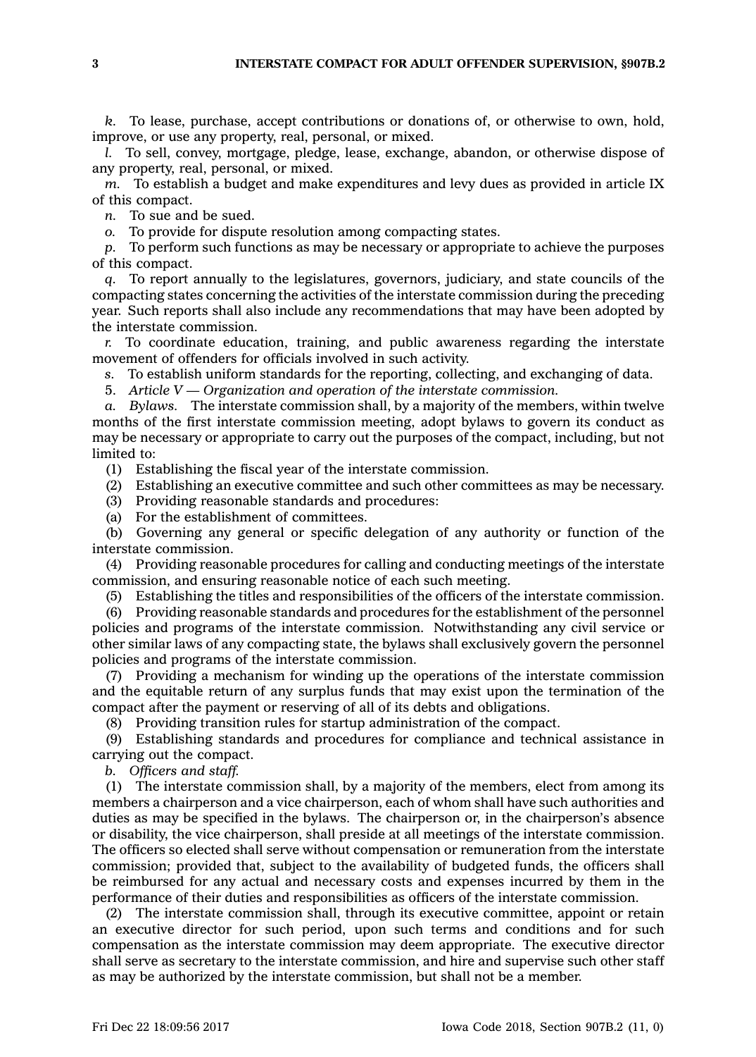*k.* To lease, purchase, accept contributions or donations of, or otherwise to own, hold, improve, or use any property, real, personal, or mixed.

*l.* To sell, convey, mortgage, pledge, lease, exchange, abandon, or otherwise dispose of any property, real, personal, or mixed.

*m.* To establish a budget and make expenditures and levy dues as provided in article IX of this compact.

*n.* To sue and be sued.

*o.* To provide for dispute resolution among compacting states.

*p.* To perform such functions as may be necessary or appropriate to achieve the purposes of this compact.

*q.* To report annually to the legislatures, governors, judiciary, and state councils of the compacting states concerning the activities of the interstate commission during the preceding year. Such reports shall also include any recommendations that may have been adopted by the interstate commission.

*r.* To coordinate education, training, and public awareness regarding the interstate movement of offenders for officials involved in such activity.

*s.* To establish uniform standards for the reporting, collecting, and exchanging of data.

5. *Article V — Organization and operation of the interstate commission.*

*a. Bylaws.* The interstate commission shall, by a majority of the members, within twelve months of the first interstate commission meeting, adopt bylaws to govern its conduct as may be necessary or appropriate to carry out the purposes of the compact, including, but not limited to:

(1) Establishing the fiscal year of the interstate commission.

(2) Establishing an executive committee and such other committees as may be necessary.

(3) Providing reasonable standards and procedures:

(a) For the establishment of committees.

(b) Governing any general or specific delegation of any authority or function of the interstate commission.

(4) Providing reasonable procedures for calling and conducting meetings of the interstate commission, and ensuring reasonable notice of each such meeting.

(5) Establishing the titles and responsibilities of the officers of the interstate commission.

(6) Providing reasonable standards and procedures for the establishment of the personnel policies and programs of the interstate commission. Notwithstanding any civil service or other similar laws of any compacting state, the bylaws shall exclusively govern the personnel policies and programs of the interstate commission.

(7) Providing a mechanism for winding up the operations of the interstate commission and the equitable return of any surplus funds that may exist upon the termination of the compact after the payment or reserving of all of its debts and obligations.

(8) Providing transition rules for startup administration of the compact.

(9) Establishing standards and procedures for compliance and technical assistance in carrying out the compact.

*b. Officers and staff.*

(1) The interstate commission shall, by a majority of the members, elect from among its members a chairperson and a vice chairperson, each of whom shall have such authorities and duties as may be specified in the bylaws. The chairperson or, in the chairperson's absence or disability, the vice chairperson, shall preside at all meetings of the interstate commission. The officers so elected shall serve without compensation or remuneration from the interstate commission; provided that, subject to the availability of budgeted funds, the officers shall be reimbursed for any actual and necessary costs and expenses incurred by them in the performance of their duties and responsibilities as officers of the interstate commission.

(2) The interstate commission shall, through its executive committee, appoint or retain an executive director for such period, upon such terms and conditions and for such compensation as the interstate commission may deem appropriate. The executive director shall serve as secretary to the interstate commission, and hire and supervise such other staff as may be authorized by the interstate commission, but shall not be a member.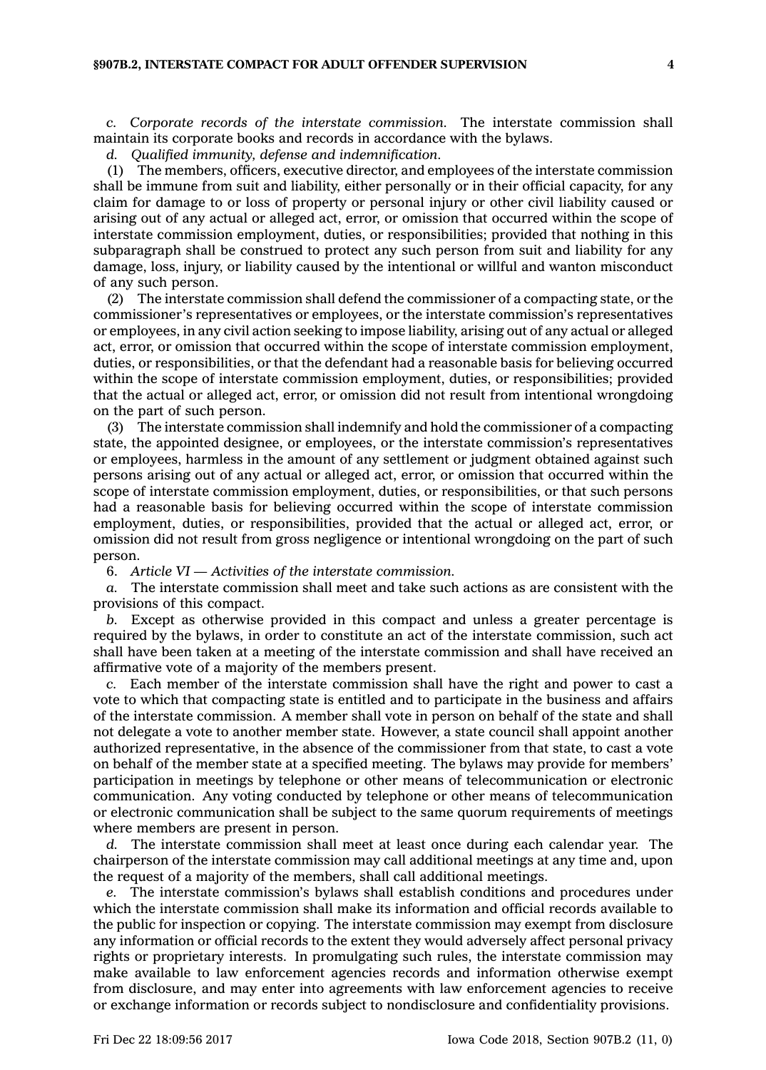*c. Corporate records of the interstate commission.* The interstate commission shall maintain its corporate books and records in accordance with the bylaws.

*d. Qualified immunity, defense and indemnification.*

(1) The members, officers, executive director, and employees of the interstate commission shall be immune from suit and liability, either personally or in their official capacity, for any claim for damage to or loss of property or personal injury or other civil liability caused or arising out of any actual or alleged act, error, or omission that occurred within the scope of interstate commission employment, duties, or responsibilities; provided that nothing in this subparagraph shall be construed to protect any such person from suit and liability for any damage, loss, injury, or liability caused by the intentional or willful and wanton misconduct of any such person.

(2) The interstate commission shall defend the commissioner of a compacting state, or the commissioner's representatives or employees, or the interstate commission's representatives or employees, in any civil action seeking to impose liability, arising out of any actual or alleged act, error, or omission that occurred within the scope of interstate commission employment, duties, or responsibilities, or that the defendant had a reasonable basis for believing occurred within the scope of interstate commission employment, duties, or responsibilities; provided that the actual or alleged act, error, or omission did not result from intentional wrongdoing on the part of such person.

(3) The interstate commission shall indemnify and hold the commissioner of a compacting state, the appointed designee, or employees, or the interstate commission's representatives or employees, harmless in the amount of any settlement or judgment obtained against such persons arising out of any actual or alleged act, error, or omission that occurred within the scope of interstate commission employment, duties, or responsibilities, or that such persons had a reasonable basis for believing occurred within the scope of interstate commission employment, duties, or responsibilities, provided that the actual or alleged act, error, or omission did not result from gross negligence or intentional wrongdoing on the part of such person.

6. *Article VI — Activities of the interstate commission.*

*a.* The interstate commission shall meet and take such actions as are consistent with the provisions of this compact.

*b.* Except as otherwise provided in this compact and unless a greater percentage is required by the bylaws, in order to constitute an act of the interstate commission, such act shall have been taken at a meeting of the interstate commission and shall have received an affirmative vote of a majority of the members present.

*c.* Each member of the interstate commission shall have the right and power to cast a vote to which that compacting state is entitled and to participate in the business and affairs of the interstate commission. A member shall vote in person on behalf of the state and shall not delegate a vote to another member state. However, a state council shall appoint another authorized representative, in the absence of the commissioner from that state, to cast a vote on behalf of the member state at a specified meeting. The bylaws may provide for members' participation in meetings by telephone or other means of telecommunication or electronic communication. Any voting conducted by telephone or other means of telecommunication or electronic communication shall be subject to the same quorum requirements of meetings where members are present in person.

*d.* The interstate commission shall meet at least once during each calendar year. The chairperson of the interstate commission may call additional meetings at any time and, upon the request of a majority of the members, shall call additional meetings.

*e.* The interstate commission's bylaws shall establish conditions and procedures under which the interstate commission shall make its information and official records available to the public for inspection or copying. The interstate commission may exempt from disclosure any information or official records to the extent they would adversely affect personal privacy rights or proprietary interests. In promulgating such rules, the interstate commission may make available to law enforcement agencies records and information otherwise exempt from disclosure, and may enter into agreements with law enforcement agencies to receive or exchange information or records subject to nondisclosure and confidentiality provisions.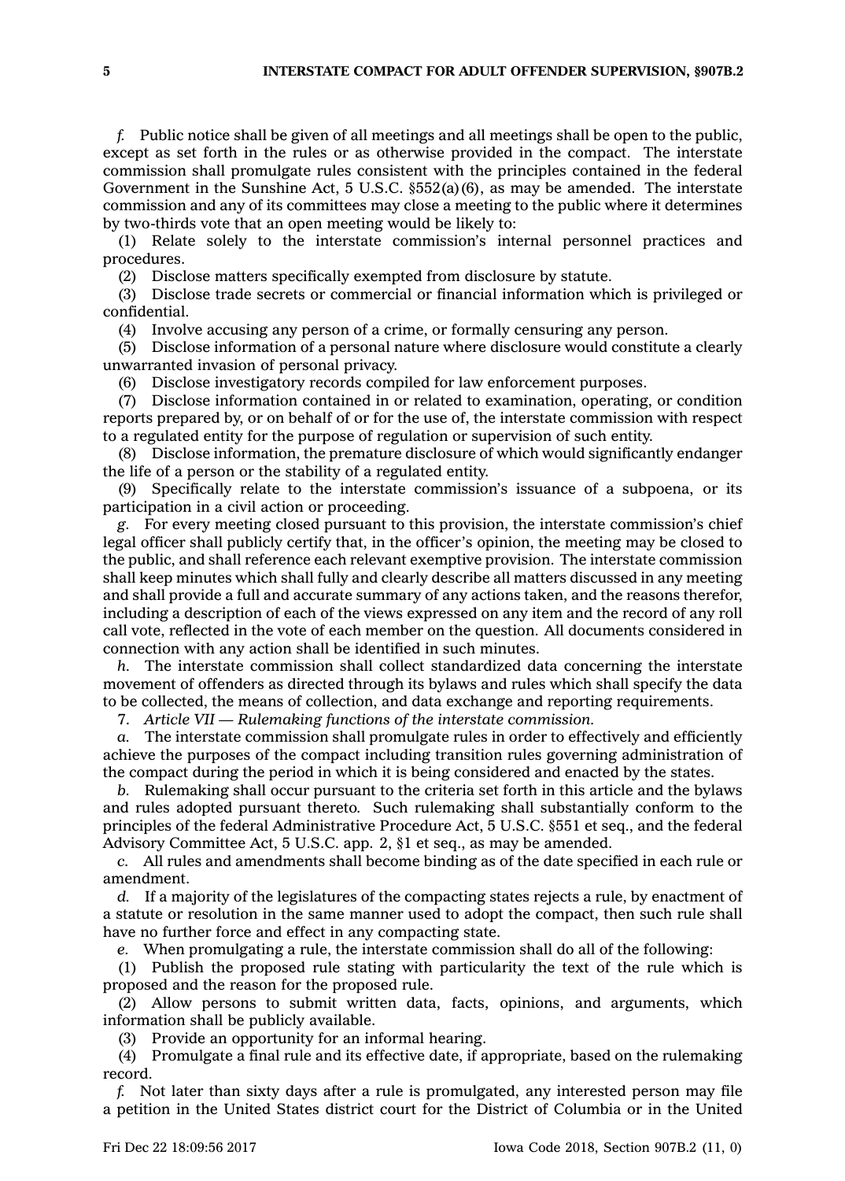*f.* Public notice shall be given of all meetings and all meetings shall be open to the public, except as set forth in the rules or as otherwise provided in the compact. The interstate commission shall promulgate rules consistent with the principles contained in the federal Government in the Sunshine Act, 5 U.S.C. §552(a)(6), as may be amended. The interstate commission and any of its committees may close a meeting to the public where it determines by two-thirds vote that an open meeting would be likely to:

(1) Relate solely to the interstate commission's internal personnel practices and procedures.

(2) Disclose matters specifically exempted from disclosure by statute.

(3) Disclose trade secrets or commercial or financial information which is privileged or confidential.

(4) Involve accusing any person of a crime, or formally censuring any person.

(5) Disclose information of a personal nature where disclosure would constitute a clearly unwarranted invasion of personal privacy.

(6) Disclose investigatory records compiled for law enforcement purposes.

(7) Disclose information contained in or related to examination, operating, or condition reports prepared by, or on behalf of or for the use of, the interstate commission with respect to a regulated entity for the purpose of regulation or supervision of such entity.

(8) Disclose information, the premature disclosure of which would significantly endanger the life of a person or the stability of a regulated entity.

(9) Specifically relate to the interstate commission's issuance of a subpoena, or its participation in a civil action or proceeding.

*g.* For every meeting closed pursuant to this provision, the interstate commission's chief legal officer shall publicly certify that, in the officer's opinion, the meeting may be closed to the public, and shall reference each relevant exemptive provision. The interstate commission shall keep minutes which shall fully and clearly describe all matters discussed in any meeting and shall provide a full and accurate summary of any actions taken, and the reasons therefor, including a description of each of the views expressed on any item and the record of any roll call vote, reflected in the vote of each member on the question. All documents considered in connection with any action shall be identified in such minutes.

*h.* The interstate commission shall collect standardized data concerning the interstate movement of offenders as directed through its bylaws and rules which shall specify the data to be collected, the means of collection, and data exchange and reporting requirements.

7. *Article VII — Rulemaking functions of the interstate commission.*

*a.* The interstate commission shall promulgate rules in order to effectively and efficiently achieve the purposes of the compact including transition rules governing administration of the compact during the period in which it is being considered and enacted by the states.

*b.* Rulemaking shall occur pursuant to the criteria set forth in this article and the bylaws and rules adopted pursuant thereto. Such rulemaking shall substantially conform to the principles of the federal Administrative Procedure Act, 5 U.S.C. §551 et seq., and the federal Advisory Committee Act, 5 U.S.C. app. 2, §1 et seq., as may be amended.

*c.* All rules and amendments shall become binding as of the date specified in each rule or amendment.

*d.* If a majority of the legislatures of the compacting states rejects a rule, by enactment of a statute or resolution in the same manner used to adopt the compact, then such rule shall have no further force and effect in any compacting state.

*e.* When promulgating a rule, the interstate commission shall do all of the following:

(1) Publish the proposed rule stating with particularity the text of the rule which is proposed and the reason for the proposed rule.

(2) Allow persons to submit written data, facts, opinions, and arguments, which information shall be publicly available.

(3) Provide an opportunity for an informal hearing.

(4) Promulgate a final rule and its effective date, if appropriate, based on the rulemaking record.

*f.* Not later than sixty days after a rule is promulgated, any interested person may file a petition in the United States district court for the District of Columbia or in the United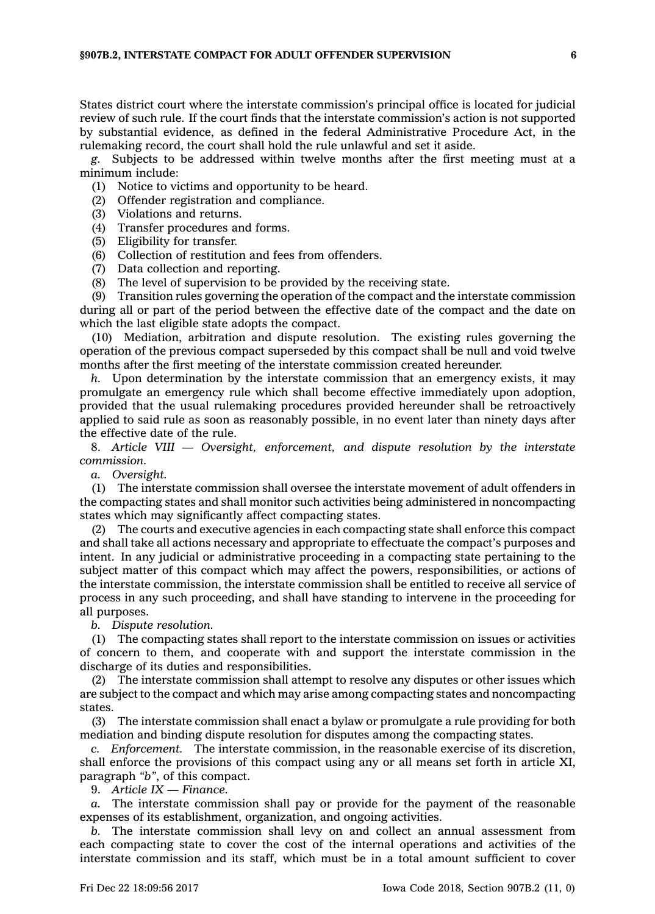States district court where the interstate commission's principal office is located for judicial review of such rule. If the court finds that the interstate commission's action is not supported by substantial evidence, as defined in the federal Administrative Procedure Act, in the rulemaking record, the court shall hold the rule unlawful and set it aside.

*g.* Subjects to be addressed within twelve months after the first meeting must at a minimum include:

(1) Notice to victims and opportunity to be heard.

(2) Offender registration and compliance.

(3) Violations and returns.

(4) Transfer procedures and forms.

(5) Eligibility for transfer.

(6) Collection of restitution and fees from offenders.

(7) Data collection and reporting.

(8) The level of supervision to be provided by the receiving state.

(9) Transition rules governing the operation of the compact and the interstate commission during all or part of the period between the effective date of the compact and the date on which the last eligible state adopts the compact.

(10) Mediation, arbitration and dispute resolution. The existing rules governing the operation of the previous compact superseded by this compact shall be null and void twelve months after the first meeting of the interstate commission created hereunder.

*h.* Upon determination by the interstate commission that an emergency exists, it may promulgate an emergency rule which shall become effective immediately upon adoption, provided that the usual rulemaking procedures provided hereunder shall be retroactively applied to said rule as soon as reasonably possible, in no event later than ninety days after the effective date of the rule.

8. *Article VIII — Oversight, enforcement, and dispute resolution by the interstate commission.*

*a. Oversight.*

(1) The interstate commission shall oversee the interstate movement of adult offenders in the compacting states and shall monitor such activities being administered in noncompacting states which may significantly affect compacting states.

(2) The courts and executive agencies in each compacting state shall enforce this compact and shall take all actions necessary and appropriate to effectuate the compact's purposes and intent. In any judicial or administrative proceeding in a compacting state pertaining to the subject matter of this compact which may affect the powers, responsibilities, or actions of the interstate commission, the interstate commission shall be entitled to receive all service of process in any such proceeding, and shall have standing to intervene in the proceeding for all purposes.

*b. Dispute resolution.*

(1) The compacting states shall report to the interstate commission on issues or activities of concern to them, and cooperate with and support the interstate commission in the discharge of its duties and responsibilities.

(2) The interstate commission shall attempt to resolve any disputes or other issues which are subject to the compact and which may arise among compacting states and noncompacting states.

(3) The interstate commission shall enact a bylaw or promulgate a rule providing for both mediation and binding dispute resolution for disputes among the compacting states.

*c. Enforcement.* The interstate commission, in the reasonable exercise of its discretion, shall enforce the provisions of this compact using any or all means set forth in article XI, paragraph *"b"*, of this compact.

9. *Article IX — Finance.*

*a.* The interstate commission shall pay or provide for the payment of the reasonable expenses of its establishment, organization, and ongoing activities.

*b.* The interstate commission shall levy on and collect an annual assessment from each compacting state to cover the cost of the internal operations and activities of the interstate commission and its staff, which must be in a total amount sufficient to cover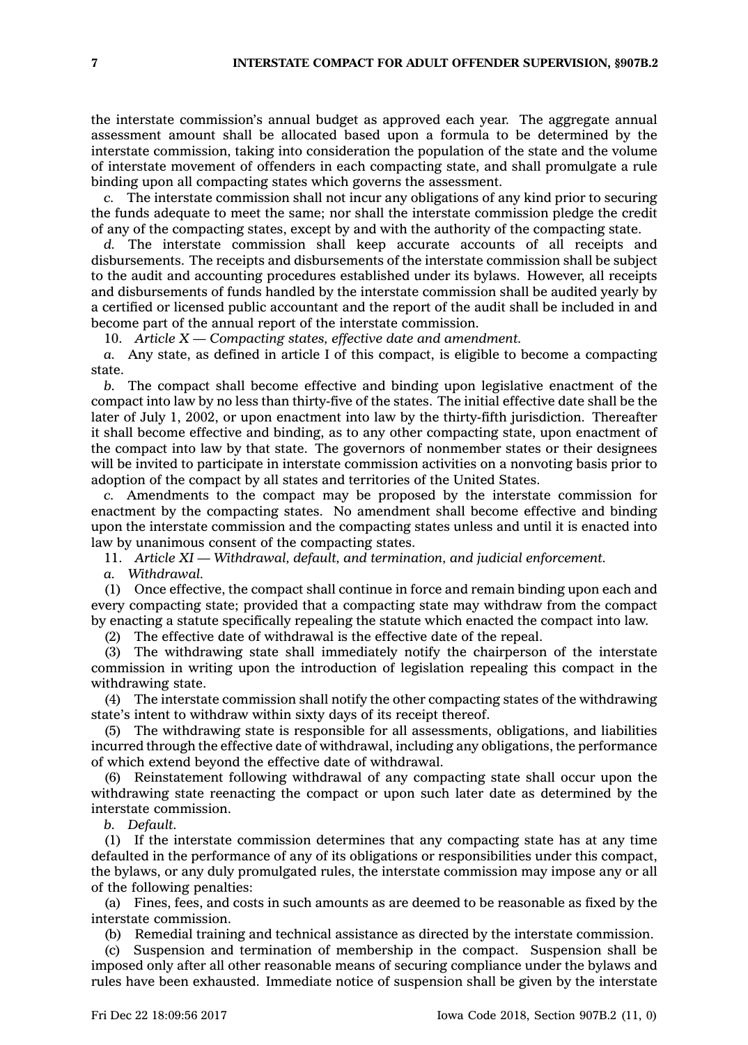the interstate commission's annual budget as approved each year. The aggregate annual assessment amount shall be allocated based upon a formula to be determined by the interstate commission, taking into consideration the population of the state and the volume of interstate movement of offenders in each compacting state, and shall promulgate a rule binding upon all compacting states which governs the assessment.

*c.* The interstate commission shall not incur any obligations of any kind prior to securing the funds adequate to meet the same; nor shall the interstate commission pledge the credit of any of the compacting states, except by and with the authority of the compacting state.

*d.* The interstate commission shall keep accurate accounts of all receipts and disbursements. The receipts and disbursements of the interstate commission shall be subject to the audit and accounting procedures established under its bylaws. However, all receipts and disbursements of funds handled by the interstate commission shall be audited yearly by a certified or licensed public accountant and the report of the audit shall be included in and become part of the annual report of the interstate commission.

10. *Article X — Compacting states, effective date and amendment.*

*a.* Any state, as defined in article I of this compact, is eligible to become a compacting state.

*b.* The compact shall become effective and binding upon legislative enactment of the compact into law by no less than thirty-five of the states. The initial effective date shall be the later of July 1, 2002, or upon enactment into law by the thirty-fifth jurisdiction. Thereafter it shall become effective and binding, as to any other compacting state, upon enactment of the compact into law by that state. The governors of nonmember states or their designees will be invited to participate in interstate commission activities on a nonvoting basis prior to adoption of the compact by all states and territories of the United States.

*c.* Amendments to the compact may be proposed by the interstate commission for enactment by the compacting states. No amendment shall become effective and binding upon the interstate commission and the compacting states unless and until it is enacted into law by unanimous consent of the compacting states.

11. *Article XI — Withdrawal, default, and termination, and judicial enforcement.*

*a. Withdrawal.*

(1) Once effective, the compact shall continue in force and remain binding upon each and every compacting state; provided that a compacting state may withdraw from the compact by enacting a statute specifically repealing the statute which enacted the compact into law.

(2) The effective date of withdrawal is the effective date of the repeal.

(3) The withdrawing state shall immediately notify the chairperson of the interstate commission in writing upon the introduction of legislation repealing this compact in the withdrawing state.

(4) The interstate commission shall notify the other compacting states of the withdrawing state's intent to withdraw within sixty days of its receipt thereof.

(5) The withdrawing state is responsible for all assessments, obligations, and liabilities incurred through the effective date of withdrawal, including any obligations, the performance of which extend beyond the effective date of withdrawal.

(6) Reinstatement following withdrawal of any compacting state shall occur upon the withdrawing state reenacting the compact or upon such later date as determined by the interstate commission.

*b. Default.*

(1) If the interstate commission determines that any compacting state has at any time defaulted in the performance of any of its obligations or responsibilities under this compact, the bylaws, or any duly promulgated rules, the interstate commission may impose any or all of the following penalties:

(a) Fines, fees, and costs in such amounts as are deemed to be reasonable as fixed by the interstate commission.

(b) Remedial training and technical assistance as directed by the interstate commission.

(c) Suspension and termination of membership in the compact. Suspension shall be imposed only after all other reasonable means of securing compliance under the bylaws and rules have been exhausted. Immediate notice of suspension shall be given by the interstate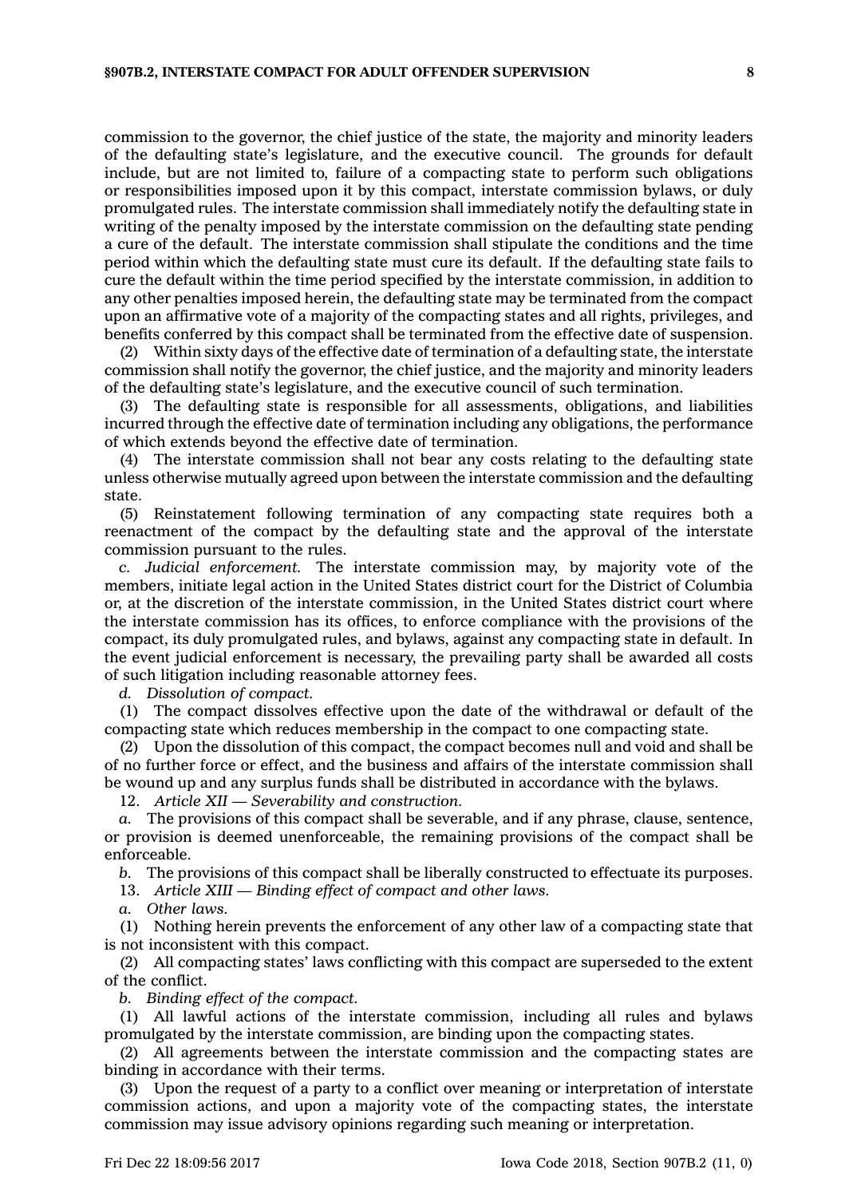commission to the governor, the chief justice of the state, the majority and minority leaders of the defaulting state's legislature, and the executive council. The grounds for default include, but are not limited to, failure of a compacting state to perform such obligations or responsibilities imposed upon it by this compact, interstate commission bylaws, or duly promulgated rules. The interstate commission shall immediately notify the defaulting state in writing of the penalty imposed by the interstate commission on the defaulting state pending a cure of the default. The interstate commission shall stipulate the conditions and the time period within which the defaulting state must cure its default. If the defaulting state fails to cure the default within the time period specified by the interstate commission, in addition to any other penalties imposed herein, the defaulting state may be terminated from the compact upon an affirmative vote of a majority of the compacting states and all rights, privileges, and benefits conferred by this compact shall be terminated from the effective date of suspension.

(2) Within sixty days of the effective date of termination of a defaulting state, the interstate commission shall notify the governor, the chief justice, and the majority and minority leaders of the defaulting state's legislature, and the executive council of such termination.

(3) The defaulting state is responsible for all assessments, obligations, and liabilities incurred through the effective date of termination including any obligations, the performance of which extends beyond the effective date of termination.

(4) The interstate commission shall not bear any costs relating to the defaulting state unless otherwise mutually agreed upon between the interstate commission and the defaulting state.

(5) Reinstatement following termination of any compacting state requires both a reenactment of the compact by the defaulting state and the approval of the interstate commission pursuant to the rules.

*c. Judicial enforcement.* The interstate commission may, by majority vote of the members, initiate legal action in the United States district court for the District of Columbia or, at the discretion of the interstate commission, in the United States district court where the interstate commission has its offices, to enforce compliance with the provisions of the compact, its duly promulgated rules, and bylaws, against any compacting state in default. In the event judicial enforcement is necessary, the prevailing party shall be awarded all costs of such litigation including reasonable attorney fees.

*d. Dissolution of compact.*

(1) The compact dissolves effective upon the date of the withdrawal or default of the compacting state which reduces membership in the compact to one compacting state.

(2) Upon the dissolution of this compact, the compact becomes null and void and shall be of no further force or effect, and the business and affairs of the interstate commission shall be wound up and any surplus funds shall be distributed in accordance with the bylaws.

12. *Article XII — Severability and construction.*

*a.* The provisions of this compact shall be severable, and if any phrase, clause, sentence, or provision is deemed unenforceable, the remaining provisions of the compact shall be enforceable.

*b.* The provisions of this compact shall be liberally constructed to effectuate its purposes.

13. *Article XIII — Binding effect of compact and other laws.*

*a. Other laws.*

(1) Nothing herein prevents the enforcement of any other law of a compacting state that is not inconsistent with this compact.

(2) All compacting states' laws conflicting with this compact are superseded to the extent of the conflict.

*b. Binding effect of the compact.*

(1) All lawful actions of the interstate commission, including all rules and bylaws promulgated by the interstate commission, are binding upon the compacting states.

(2) All agreements between the interstate commission and the compacting states are binding in accordance with their terms.

(3) Upon the request of a party to a conflict over meaning or interpretation of interstate commission actions, and upon a majority vote of the compacting states, the interstate commission may issue advisory opinions regarding such meaning or interpretation.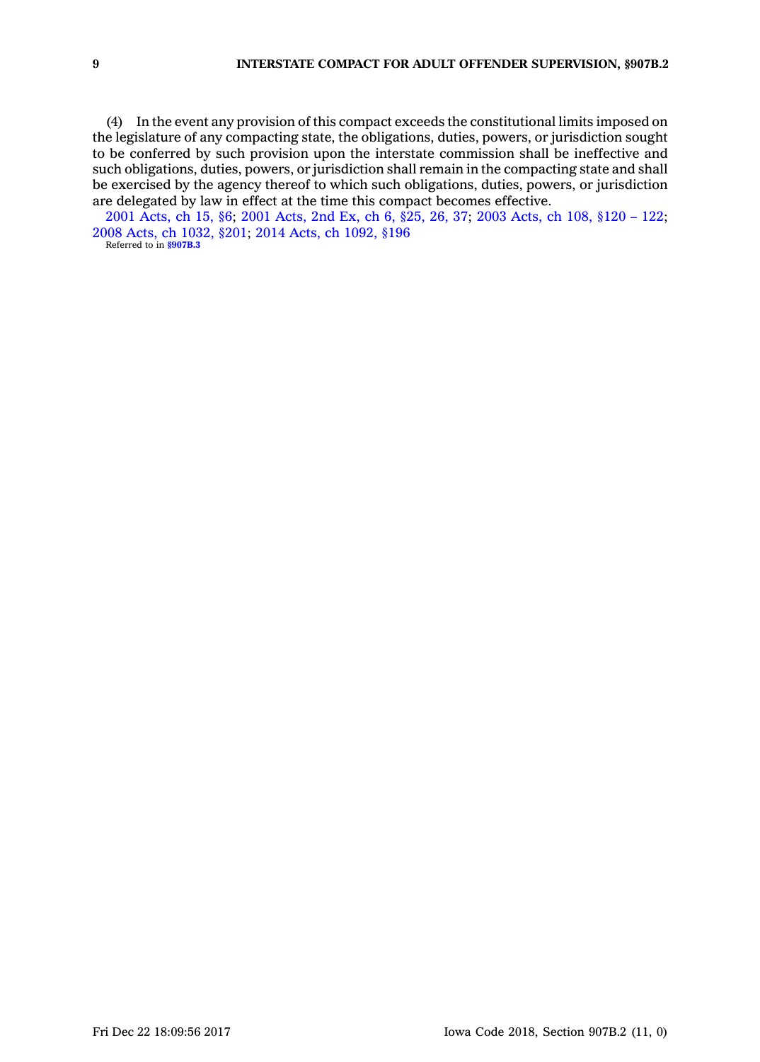(4) In the event any provision of this compact exceeds the constitutional limits imposed on the legislature of any compacting state, the obligations, duties, powers, or jurisdiction sought to be conferred by such provision upon the interstate commission shall be ineffective and such obligations, duties, powers, or jurisdiction shall remain in the compacting state and shall be exercised by the agency thereof to which such obligations, duties, powers, or jurisdiction are delegated by law in effect at the time this compact becomes effective.

2001 Acts, ch 15, §6; 2001 Acts, 2nd Ex, ch 6, §25, 26, 37; 2003 Acts, ch 108, §120 – 122; 2008 Acts, ch 1032, §201; 2014 Acts, ch 1092, §196

Referred to in **§907B.3**